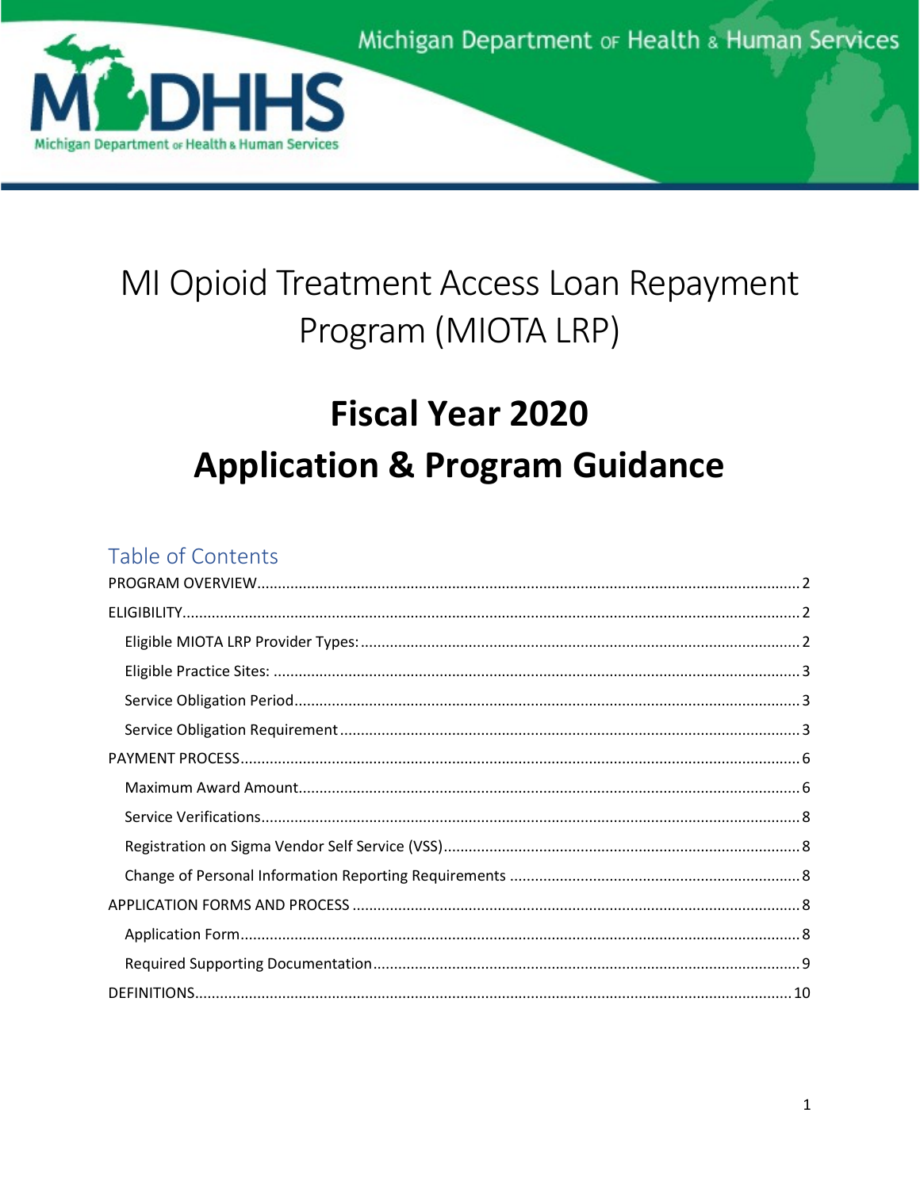# MI Opioid Treatment Access Loan Repayment Program (MIOTA LRP)

# Fiscal Year 2020
# Application & Program Guidance

## Table of Contents

PROGRAM OVERVIEW.......................................................... 2

ELIGIBILITY.......................................................... 2

- Eligible MIOTA LRP Provider Types:.......................................................... 2
- Eligible Practice Sites:.......................................................... 3
- Service Obligation Period.......................................................... 3
- Service Obligation Requirement.......................................................... 3

PAYMENT PROCESS.......................................................... 6

- Maximum Award Amount.......................................................... 6
- Service Verifications.......................................................... 8
- Registration on Sigma Vendor Self Service (VSS).......................................................... 8
- Change of Personal Information Reporting Requirements.......................................................... 8

APPLICATION FORMS AND PROCESS.......................................................... 8

- Application Form.......................................................... 8
- Required Supporting Documentation.......................................................... 9

DEFINITIONS.......................................................... 10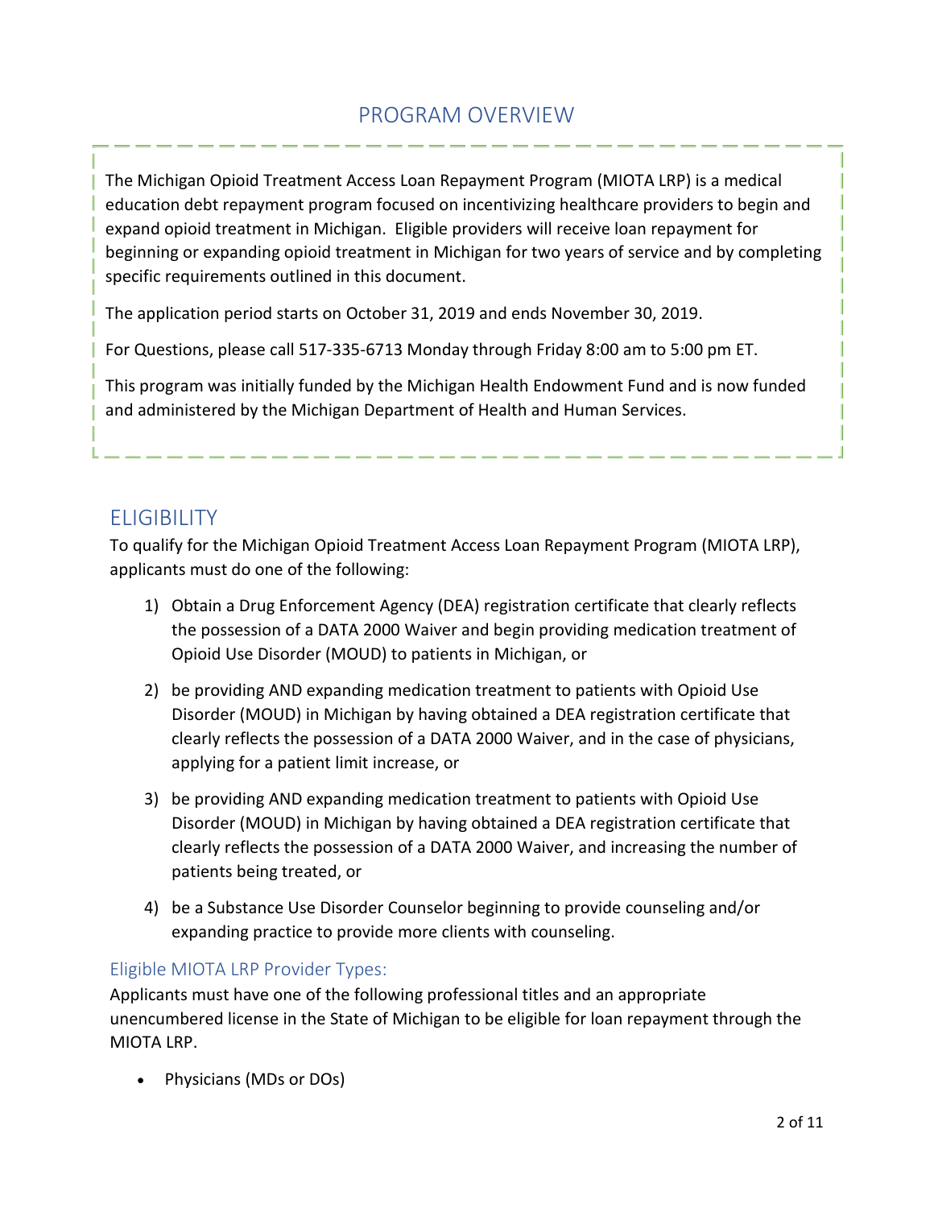## PROGRAM OVERVIEW

The Michigan Opioid Treatment Access Loan Repayment Program (MIOTA LRP) is a medical education debt repayment program focused on incentivizing healthcare providers to begin and expand opioid treatment in Michigan. Eligible providers will receive loan repayment for beginning or expanding opioid treatment in Michigan for two years of service and by completing specific requirements outlined in this document.

The application period starts on October 31, 2019 and ends November 30, 2019.

For Questions, please call 517-335-6713 Monday through Friday 8:00 am to 5:00 pm ET.

This program was initially funded by the Michigan Health Endowment Fund and is now funded and administered by the Michigan Department of Health and Human Services.

## ELIGIBILITY

To qualify for the Michigan Opioid Treatment Access Loan Repayment Program (MIOTA LRP), applicants must do one of the following:

1) Obtain a Drug Enforcement Agency (DEA) registration certificate that clearly reflects the possession of a DATA 2000 Waiver and begin providing medication treatment of Opioid Use Disorder (MOUD) to patients in Michigan, or
2) be providing AND expanding medication treatment to patients with Opioid Use Disorder (MOUD) in Michigan by having obtained a DEA registration certificate that clearly reflects the possession of a DATA 2000 Waiver, and in the case of physicians, applying for a patient limit increase, or
3) be providing AND expanding medication treatment to patients with Opioid Use Disorder (MOUD) in Michigan by having obtained a DEA registration certificate that clearly reflects the possession of a DATA 2000 Waiver, and increasing the number of patients being treated, or
4) be a Substance Use Disorder Counselor beginning to provide counseling and/or expanding practice to provide more clients with counseling.

### Eligible MIOTA LRP Provider Types:

Applicants must have one of the following professional titles and an appropriate unencumbered license in the State of Michigan to be eligible for loan repayment through the MIOTA LRP.

- Physicians (MDs or DOs)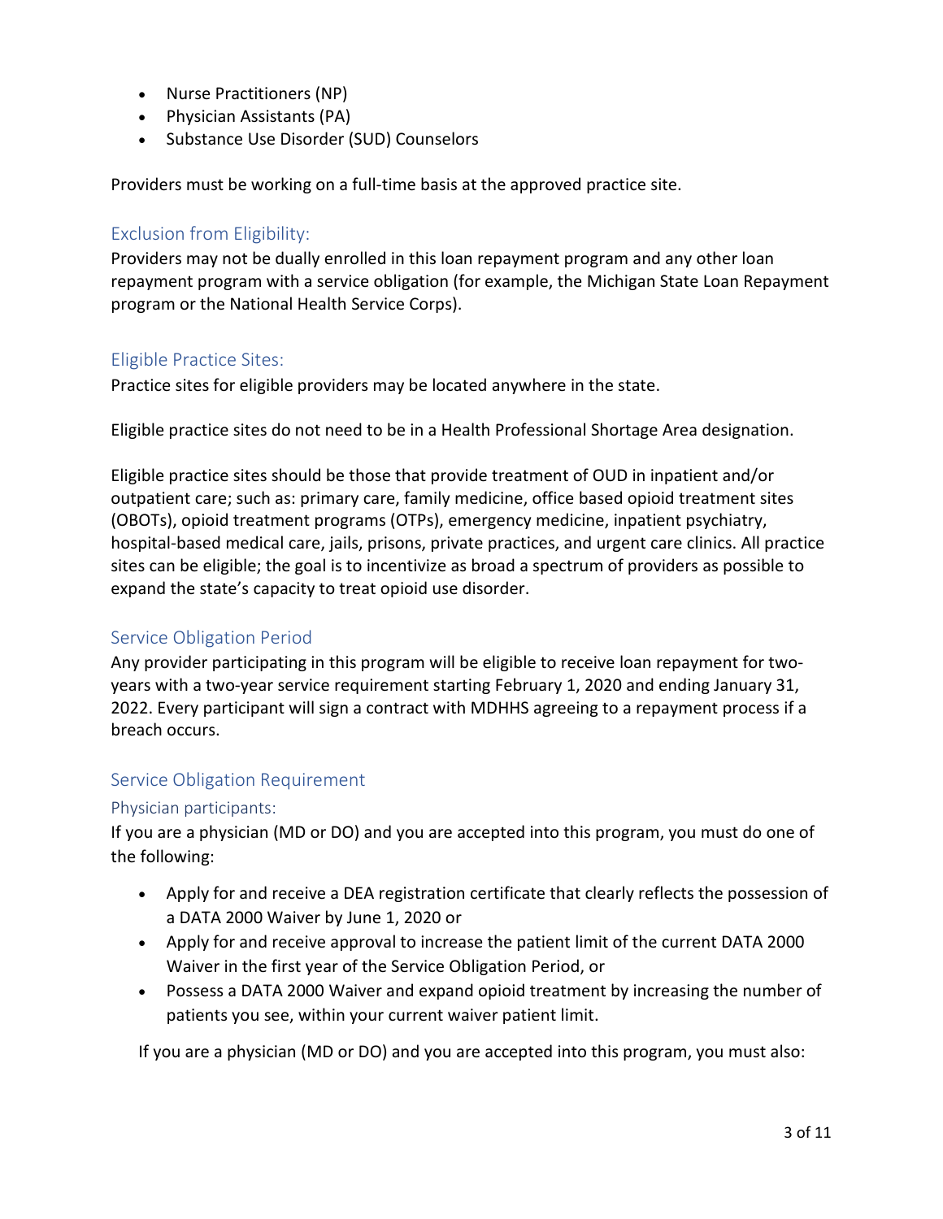- Nurse Practitioners (NP)
- Physician Assistants (PA)
- Substance Use Disorder (SUD) Counselors

Providers must be working on a full-time basis at the approved practice site.

## Exclusion from Eligibility:

Providers may not be dually enrolled in this loan repayment program and any other loan repayment program with a service obligation (for example, the Michigan State Loan Repayment program or the National Health Service Corps).

## Eligible Practice Sites:

Practice sites for eligible providers may be located anywhere in the state.

Eligible practice sites do not need to be in a Health Professional Shortage Area designation.

Eligible practice sites should be those that provide treatment of OUD in inpatient and/or outpatient care; such as: primary care, family medicine, office based opioid treatment sites (OBOTs), opioid treatment programs (OTPs), emergency medicine, inpatient psychiatry, hospital-based medical care, jails, prisons, private practices, and urgent care clinics. All practice sites can be eligible; the goal is to incentivize as broad a spectrum of providers as possible to expand the state's capacity to treat opioid use disorder.

## Service Obligation Period

Any provider participating in this program will be eligible to receive loan repayment for two-years with a two-year service requirement starting February 1, 2020 and ending January 31, 2022. Every participant will sign a contract with MDHHS agreeing to a repayment process if a breach occurs.

## Service Obligation Requirement

### Physician participants:

If you are a physician (MD or DO) and you are accepted into this program, you must do one of the following:

- Apply for and receive a DEA registration certificate that clearly reflects the possession of a DATA 2000 Waiver by June 1, 2020 or
- Apply for and receive approval to increase the patient limit of the current DATA 2000 Waiver in the first year of the Service Obligation Period, or
- Possess a DATA 2000 Waiver and expand opioid treatment by increasing the number of patients you see, within your current waiver patient limit.

If you are a physician (MD or DO) and you are accepted into this program, you must also: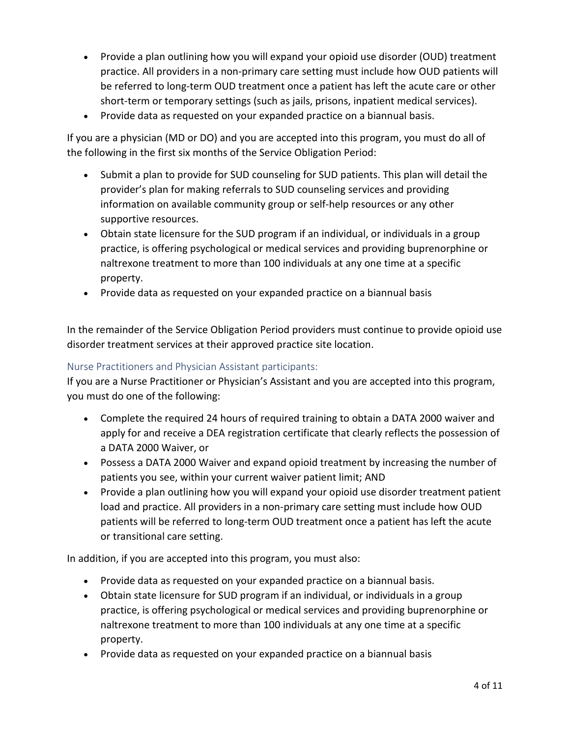- Provide a plan outlining how you will expand your opioid use disorder (OUD) treatment practice. All providers in a non-primary care setting must include how OUD patients will be referred to long-term OUD treatment once a patient has left the acute care or other short-term or temporary settings (such as jails, prisons, inpatient medical services).
- Provide data as requested on your expanded practice on a biannual basis.

If you are a physician (MD or DO) and you are accepted into this program, you must do all of the following in the first six months of the Service Obligation Period:

- Submit a plan to provide for SUD counseling for SUD patients. This plan will detail the provider's plan for making referrals to SUD counseling services and providing information on available community group or self-help resources or any other supportive resources.
- Obtain state licensure for the SUD program if an individual, or individuals in a group practice, is offering psychological or medical services and providing buprenorphine or naltrexone treatment to more than 100 individuals at any one time at a specific property.
- Provide data as requested on your expanded practice on a biannual basis

In the remainder of the Service Obligation Period providers must continue to provide opioid use disorder treatment services at their approved practice site location.

### Nurse Practitioners and Physician Assistant participants:

If you are a Nurse Practitioner or Physician's Assistant and you are accepted into this program, you must do one of the following:

- Complete the required 24 hours of required training to obtain a DATA 2000 waiver and apply for and receive a DEA registration certificate that clearly reflects the possession of a DATA 2000 Waiver, or
- Possess a DATA 2000 Waiver and expand opioid treatment by increasing the number of patients you see, within your current waiver patient limit; AND
- Provide a plan outlining how you will expand your opioid use disorder treatment patient load and practice. All providers in a non-primary care setting must include how OUD patients will be referred to long-term OUD treatment once a patient has left the acute or transitional care setting.

In addition, if you are accepted into this program, you must also:

- Provide data as requested on your expanded practice on a biannual basis.
- Obtain state licensure for SUD program if an individual, or individuals in a group practice, is offering psychological or medical services and providing buprenorphine or naltrexone treatment to more than 100 individuals at any one time at a specific property.
- Provide data as requested on your expanded practice on a biannual basis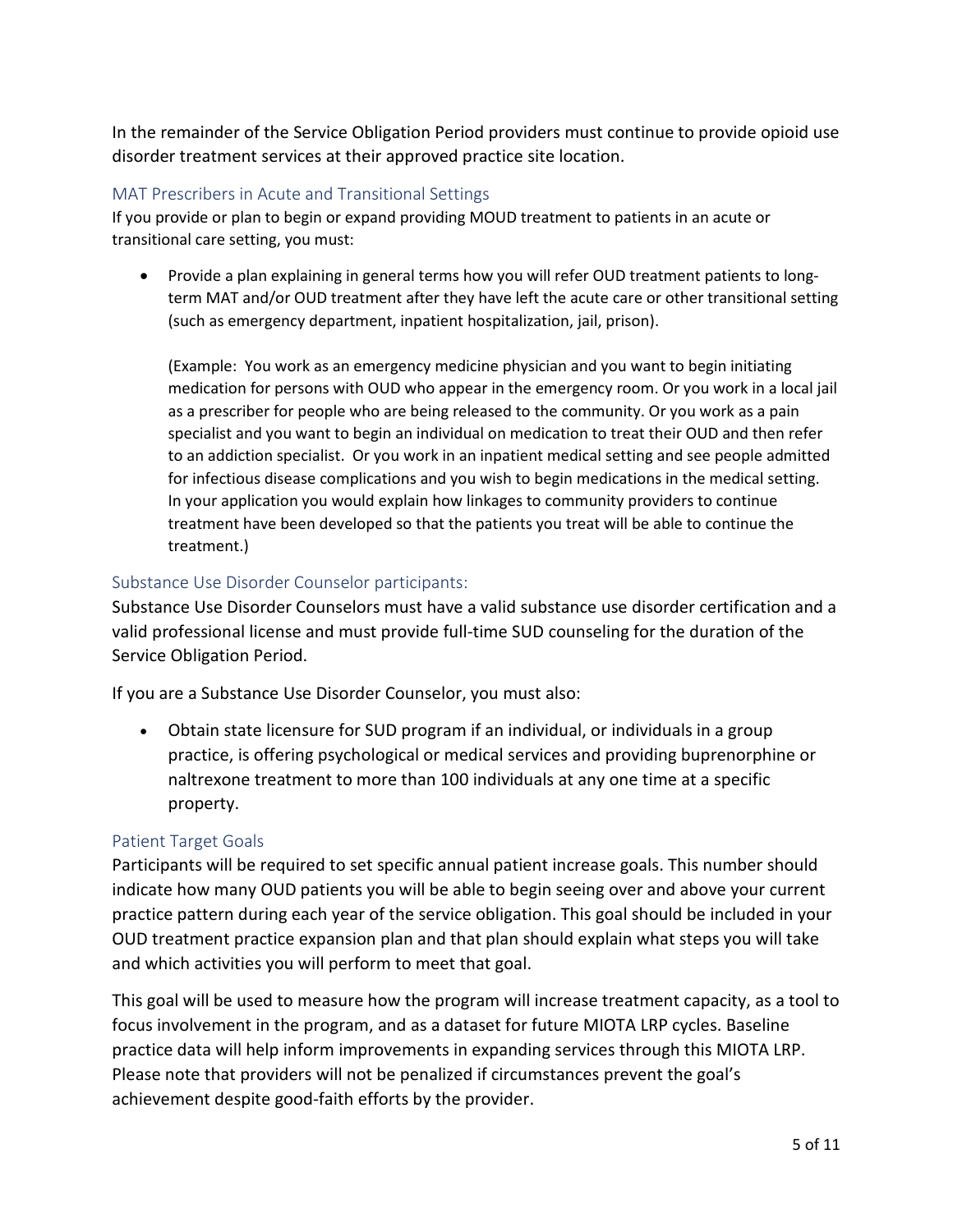In the remainder of the Service Obligation Period providers must continue to provide opioid use disorder treatment services at their approved practice site location.

### MAT Prescribers in Acute and Transitional Settings

If you provide or plan to begin or expand providing MOUD treatment to patients in an acute or transitional care setting, you must:

- Provide a plan explaining in general terms how you will refer OUD treatment patients to long-term MAT and/or OUD treatment after they have left the acute care or other transitional setting (such as emergency department, inpatient hospitalization, jail, prison).

  (Example: You work as an emergency medicine physician and you want to begin initiating medication for persons with OUD who appear in the emergency room. Or you work in a local jail as a prescriber for people who are being released to the community. Or you work as a pain specialist and you want to begin an individual on medication to treat their OUD and then refer to an addiction specialist. Or you work in an inpatient medical setting and see people admitted for infectious disease complications and you wish to begin medications in the medical setting. In your application you would explain how linkages to community providers to continue treatment have been developed so that the patients you treat will be able to continue the treatment.)

### Substance Use Disorder Counselor participants:

Substance Use Disorder Counselors must have a valid substance use disorder certification and a valid professional license and must provide full-time SUD counseling for the duration of the Service Obligation Period.

If you are a Substance Use Disorder Counselor, you must also:

- Obtain state licensure for SUD program if an individual, or individuals in a group practice, is offering psychological or medical services and providing buprenorphine or naltrexone treatment to more than 100 individuals at any one time at a specific property.

### Patient Target Goals

Participants will be required to set specific annual patient increase goals. This number should indicate how many OUD patients you will be able to begin seeing over and above your current practice pattern during each year of the service obligation. This goal should be included in your OUD treatment practice expansion plan and that plan should explain what steps you will take and which activities you will perform to meet that goal.

This goal will be used to measure how the program will increase treatment capacity, as a tool to focus involvement in the program, and as a dataset for future MIOTA LRP cycles. Baseline practice data will help inform improvements in expanding services through this MIOTA LRP. Please note that providers will not be penalized if circumstances prevent the goal's achievement despite good-faith efforts by the provider.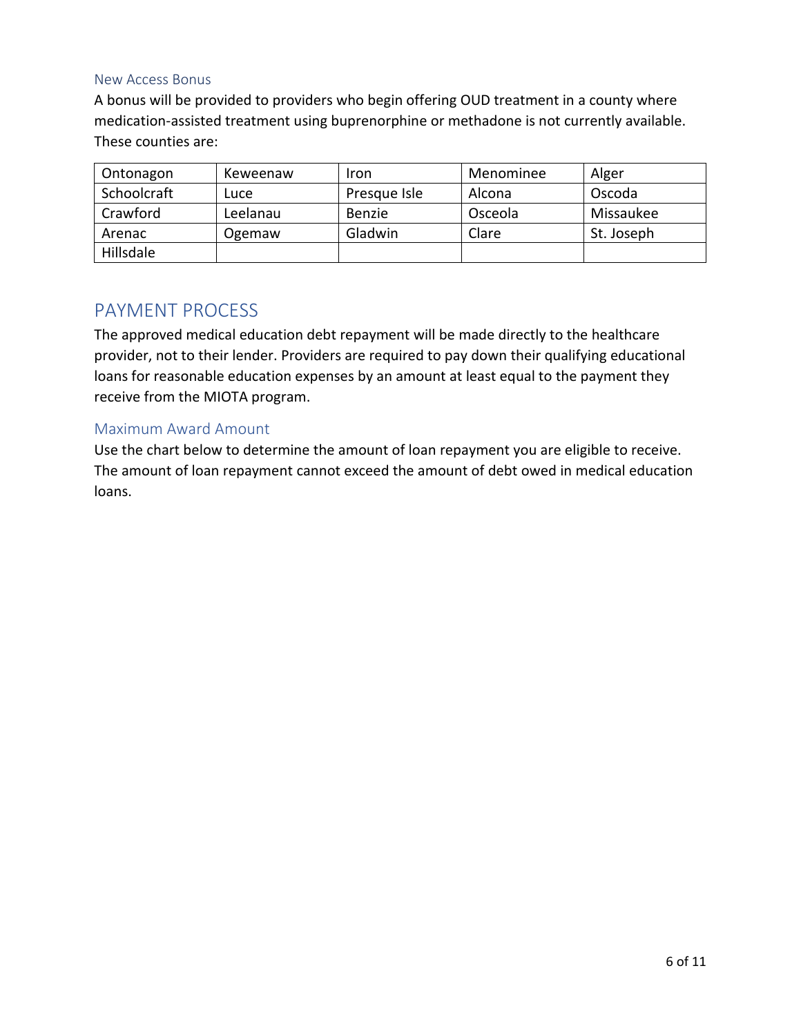### New Access Bonus

A bonus will be provided to providers who begin offering OUD treatment in a county where medication-assisted treatment using buprenorphine or methadone is not currently available. These counties are:

| | | | | |
|---|---|---|---|---|
| Ontonagon | Keweenaw | Iron | Menominee | Alger |
| Schoolcraft | Luce | Presque Isle | Alcona | Oscoda |
| Crawford | Leelanau | Benzie | Osceola | Missaukee |
| Arenac | Ogemaw | Gladwin | Clare | St. Joseph |
| Hillsdale | | | | |

## PAYMENT PROCESS

The approved medical education debt repayment will be made directly to the healthcare provider, not to their lender. Providers are required to pay down their qualifying educational loans for reasonable education expenses by an amount at least equal to the payment they receive from the MIOTA program.

### Maximum Award Amount

Use the chart below to determine the amount of loan repayment you are eligible to receive. The amount of loan repayment cannot exceed the amount of debt owed in medical education loans.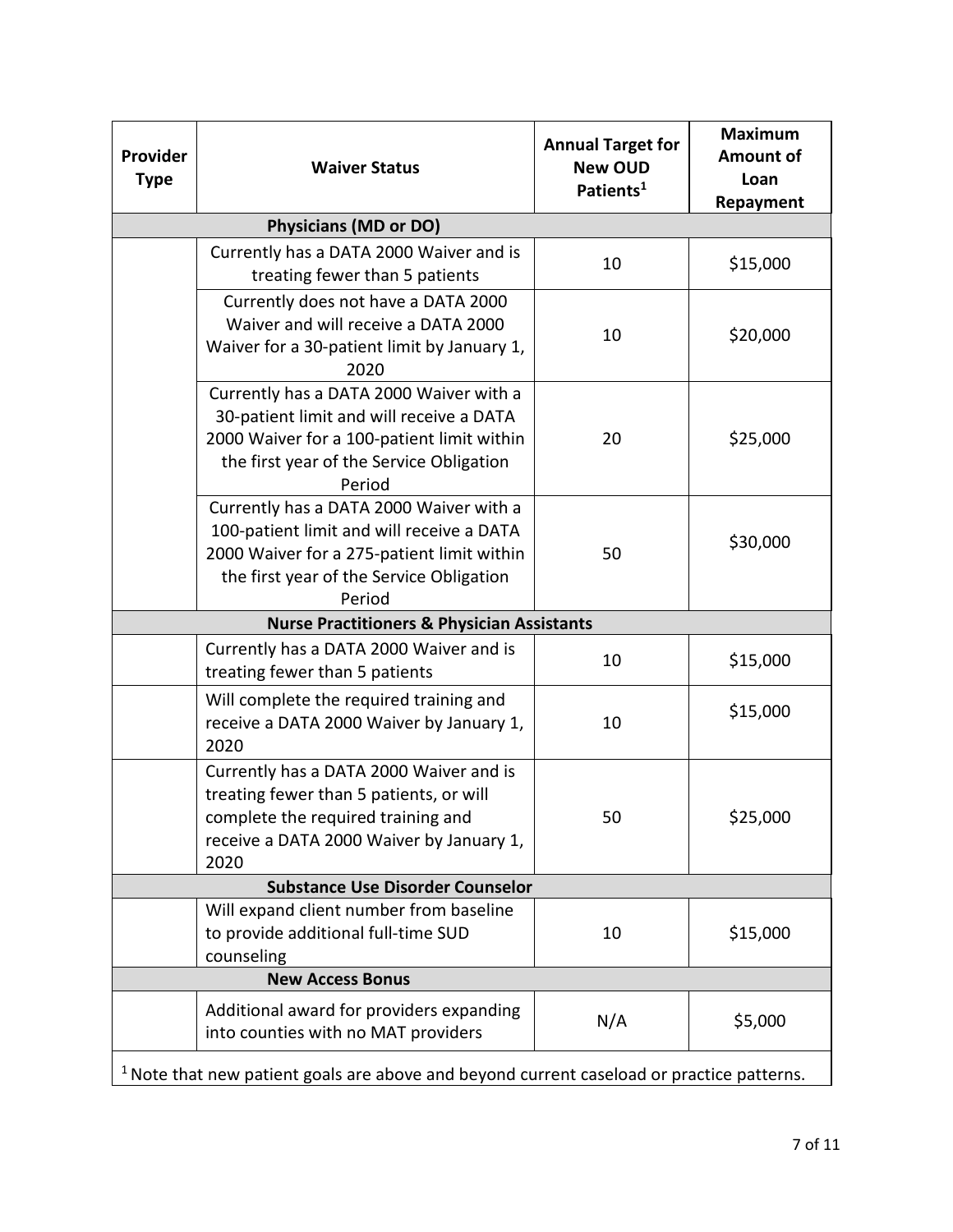| Provider Type | Waiver Status | Annual Target for New OUD Patients[1] | Maximum Amount of Loan Repayment |
|---|---|---|---|
| **Physicians (MD or DO)** | | | |
| | Currently has a DATA 2000 Waiver and is treating fewer than 5 patients | 10 | $15,000 |
| | Currently does not have a DATA 2000 Waiver and will receive a DATA 2000 Waiver for a 30-patient limit by January 1, 2020 | 10 | $20,000 |
| | Currently has a DATA 2000 Waiver with a 30-patient limit and will receive a DATA 2000 Waiver for a 100-patient limit within the first year of the Service Obligation Period | 20 | $25,000 |
| | Currently has a DATA 2000 Waiver with a 100-patient limit and will receive a DATA 2000 Waiver for a 275-patient limit within the first year of the Service Obligation Period | 50 | $30,000 |
| **Nurse Practitioners & Physician Assistants** | | | |
| | Currently has a DATA 2000 Waiver and is treating fewer than 5 patients | 10 | $15,000 |
| | Will complete the required training and receive a DATA 2000 Waiver by January 1, 2020 | 10 | $15,000 |
| | Currently has a DATA 2000 Waiver and is treating fewer than 5 patients, or will complete the required training and receive a DATA 2000 Waiver by January 1, 2020 | 50 | $25,000 |
| **Substance Use Disorder Counselor** | | | |
| | Will expand client number from baseline to provide additional full-time SUD counseling | 10 | $15,000 |
| **New Access Bonus** | | | |
| | Additional award for providers expanding into counties with no MAT providers | N/A | $5,000 |

[1] Note that new patient goals are above and beyond current caseload or practice patterns.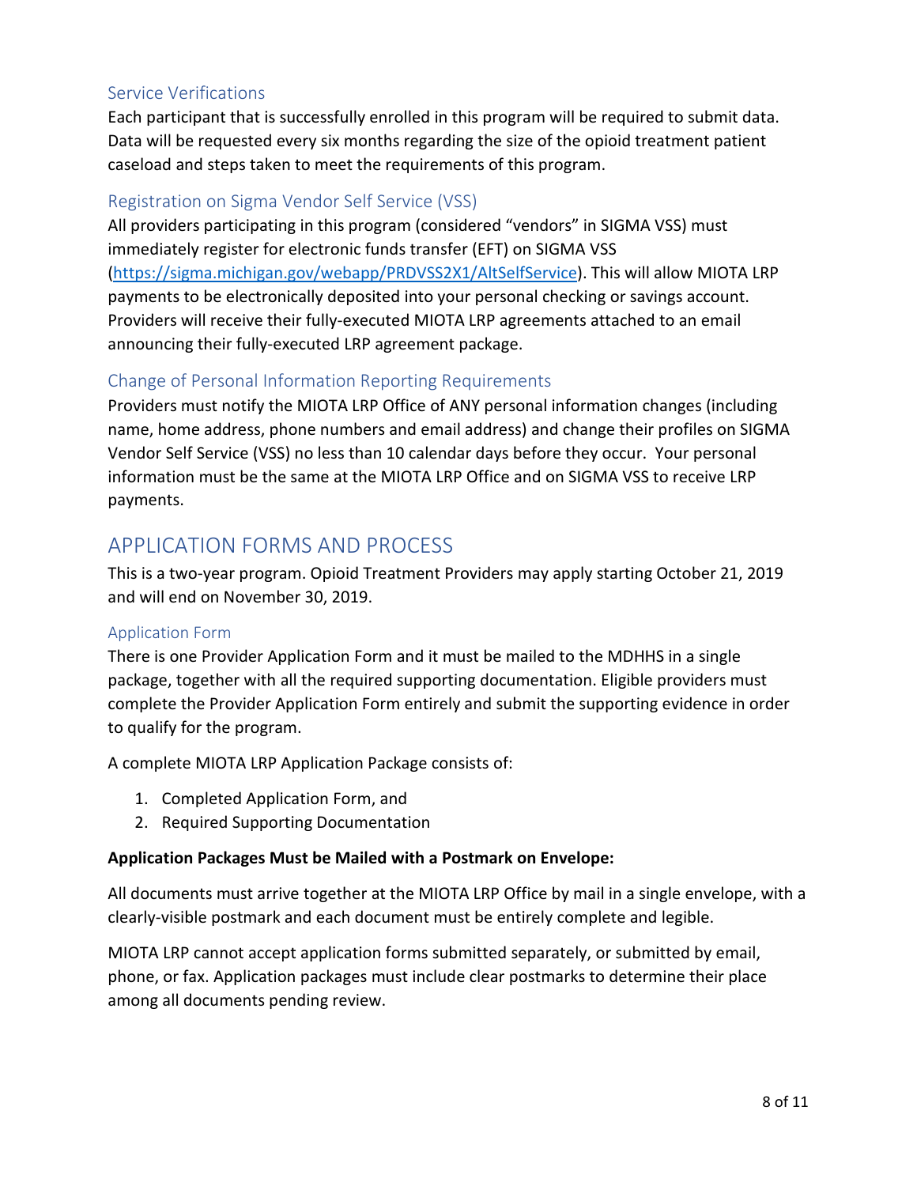### Service Verifications

Each participant that is successfully enrolled in this program will be required to submit data. Data will be requested every six months regarding the size of the opioid treatment patient caseload and steps taken to meet the requirements of this program.

### Registration on Sigma Vendor Self Service (VSS)

All providers participating in this program (considered "vendors" in SIGMA VSS) must immediately register for electronic funds transfer (EFT) on SIGMA VSS (https://sigma.michigan.gov/webapp/PRDVSS2X1/AltSelfService). This will allow MIOTA LRP payments to be electronically deposited into your personal checking or savings account. Providers will receive their fully-executed MIOTA LRP agreements attached to an email announcing their fully-executed LRP agreement package.

### Change of Personal Information Reporting Requirements

Providers must notify the MIOTA LRP Office of ANY personal information changes (including name, home address, phone numbers and email address) and change their profiles on SIGMA Vendor Self Service (VSS) no less than 10 calendar days before they occur. Your personal information must be the same at the MIOTA LRP Office and on SIGMA VSS to receive LRP payments.

## APPLICATION FORMS AND PROCESS

This is a two-year program. Opioid Treatment Providers may apply starting October 21, 2019 and will end on November 30, 2019.

### Application Form

There is one Provider Application Form and it must be mailed to the MDHHS in a single package, together with all the required supporting documentation. Eligible providers must complete the Provider Application Form entirely and submit the supporting evidence in order to qualify for the program.

A complete MIOTA LRP Application Package consists of:

1. Completed Application Form, and
2. Required Supporting Documentation

**Application Packages Must be Mailed with a Postmark on Envelope:**

All documents must arrive together at the MIOTA LRP Office by mail in a single envelope, with a clearly-visible postmark and each document must be entirely complete and legible.

MIOTA LRP cannot accept application forms submitted separately, or submitted by email, phone, or fax. Application packages must include clear postmarks to determine their place among all documents pending review.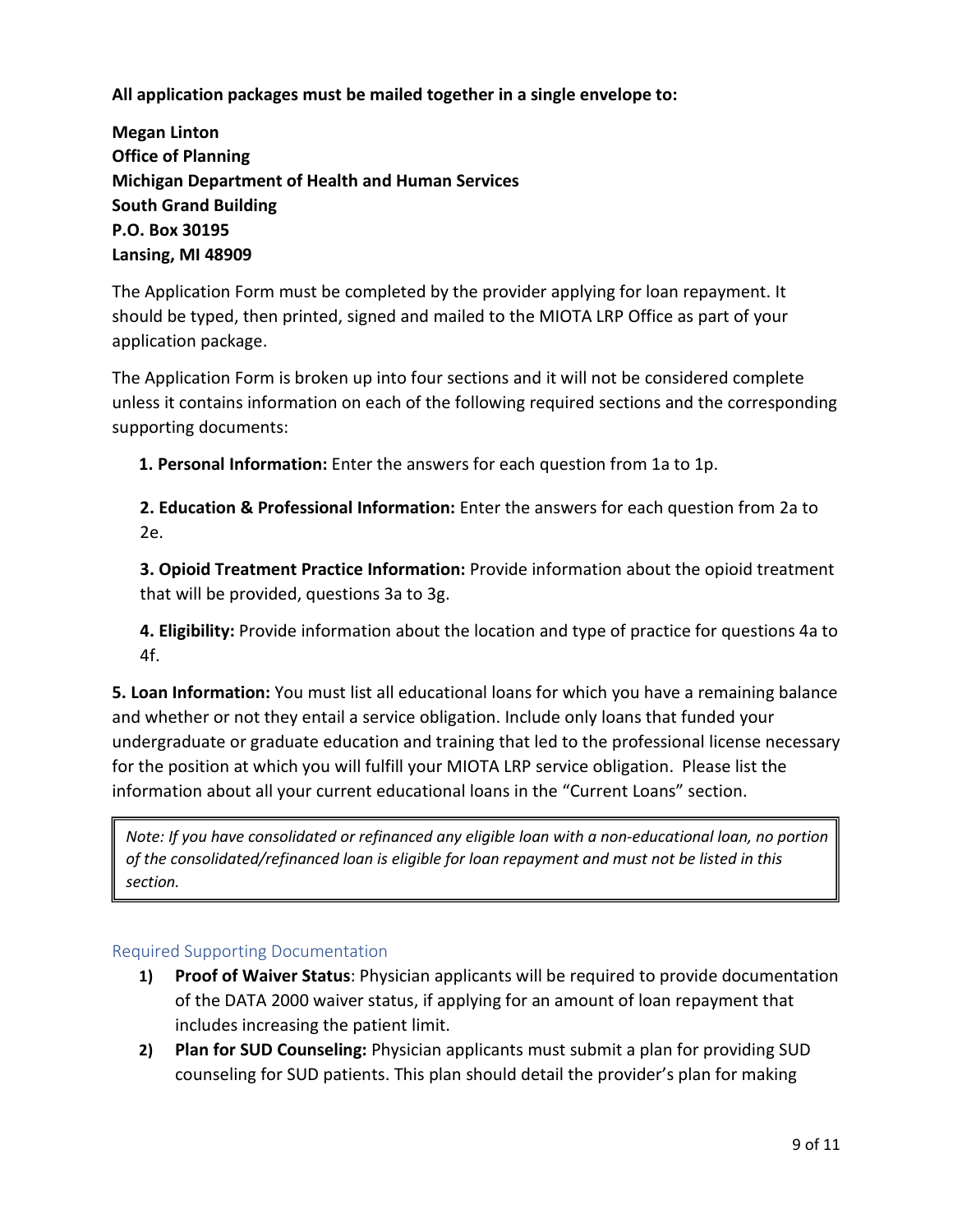**All application packages must be mailed together in a single envelope to:**

**Megan Linton**
**Office of Planning**
**Michigan Department of Health and Human Services**
**South Grand Building**
**P.O. Box 30195**
**Lansing, MI 48909**

The Application Form must be completed by the provider applying for loan repayment. It should be typed, then printed, signed and mailed to the MIOTA LRP Office as part of your application package.

The Application Form is broken up into four sections and it will not be considered complete unless it contains information on each of the following required sections and the corresponding supporting documents:

**1. Personal Information:** Enter the answers for each question from 1a to 1p.

**2. Education & Professional Information:** Enter the answers for each question from 2a to 2e.

**3. Opioid Treatment Practice Information:** Provide information about the opioid treatment that will be provided, questions 3a to 3g.

**4. Eligibility:** Provide information about the location and type of practice for questions 4a to 4f.

**5. Loan Information:** You must list all educational loans for which you have a remaining balance and whether or not they entail a service obligation. Include only loans that funded your undergraduate or graduate education and training that led to the professional license necessary for the position at which you will fulfill your MIOTA LRP service obligation. Please list the information about all your current educational loans in the "Current Loans" section.

> *Note: If you have consolidated or refinanced any eligible loan with a non-educational loan, no portion of the consolidated/refinanced loan is eligible for loan repayment and must not be listed in this section.*

## Required Supporting Documentation

1) **Proof of Waiver Status**: Physician applicants will be required to provide documentation of the DATA 2000 waiver status, if applying for an amount of loan repayment that includes increasing the patient limit.
2) **Plan for SUD Counseling:** Physician applicants must submit a plan for providing SUD counseling for SUD patients. This plan should detail the provider's plan for making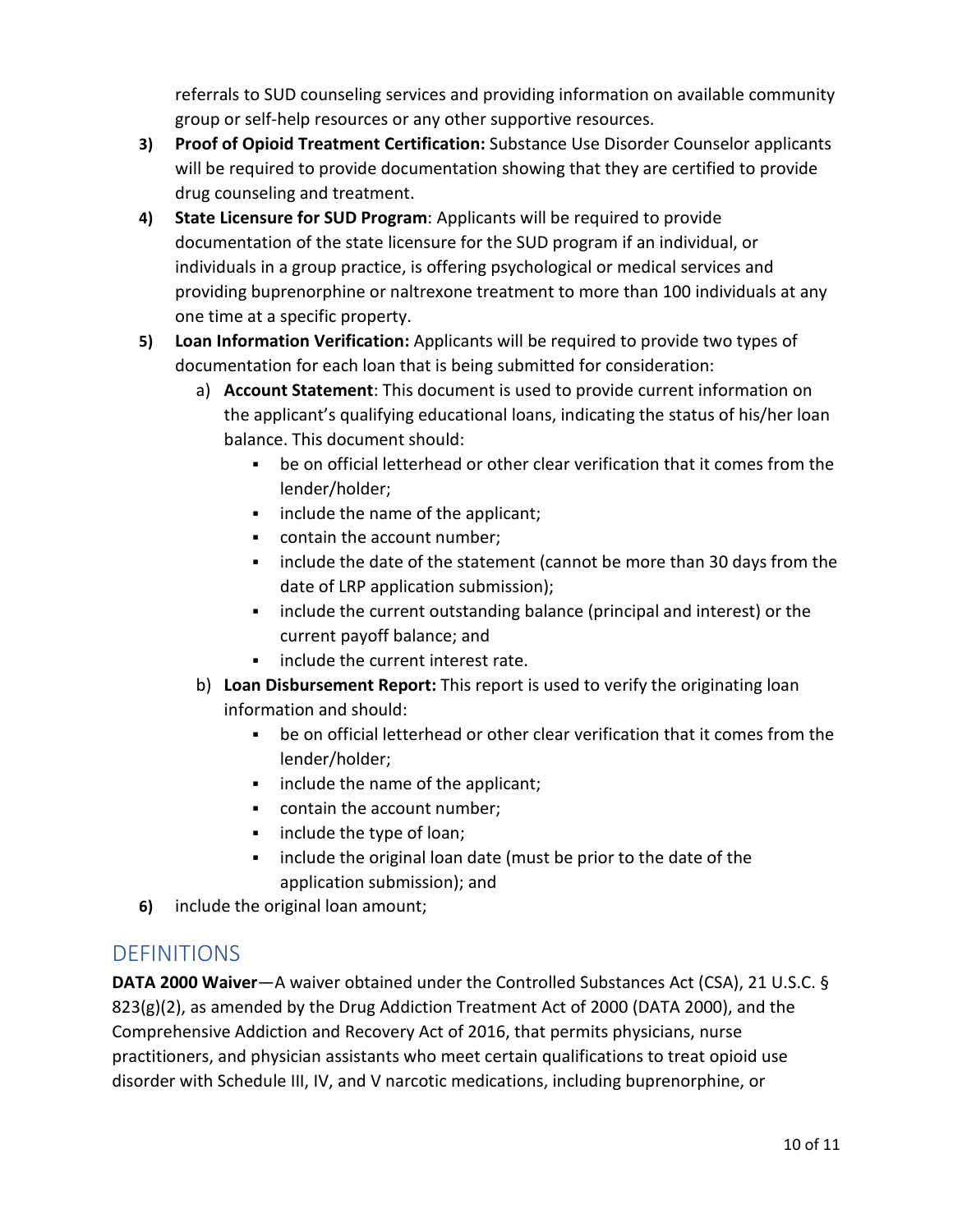referrals to SUD counseling services and providing information on available community group or self-help resources or any other supportive resources.

3) **Proof of Opioid Treatment Certification:** Substance Use Disorder Counselor applicants will be required to provide documentation showing that they are certified to provide drug counseling and treatment.
4) **State Licensure for SUD Program**: Applicants will be required to provide documentation of the state licensure for the SUD program if an individual, or individuals in a group practice, is offering psychological or medical services and providing buprenorphine or naltrexone treatment to more than 100 individuals at any one time at a specific property.
5) **Loan Information Verification:** Applicants will be required to provide two types of documentation for each loan that is being submitted for consideration:
   a) **Account Statement**: This document is used to provide current information on the applicant's qualifying educational loans, indicating the status of his/her loan balance. This document should:
      - be on official letterhead or other clear verification that it comes from the lender/holder;
      - include the name of the applicant;
      - contain the account number;
      - include the date of the statement (cannot be more than 30 days from the date of LRP application submission);
      - include the current outstanding balance (principal and interest) or the current payoff balance; and
      - include the current interest rate.
   b) **Loan Disbursement Report:** This report is used to verify the originating loan information and should:
      - be on official letterhead or other clear verification that it comes from the lender/holder;
      - include the name of the applicant;
      - contain the account number;
      - include the type of loan;
      - include the original loan date (must be prior to the date of the application submission); and
6) include the original loan amount;

## DEFINITIONS

**DATA 2000 Waiver**—A waiver obtained under the Controlled Substances Act (CSA), 21 U.S.C. § 823(g)(2), as amended by the Drug Addiction Treatment Act of 2000 (DATA 2000), and the Comprehensive Addiction and Recovery Act of 2016, that permits physicians, nurse practitioners, and physician assistants who meet certain qualifications to treat opioid use disorder with Schedule III, IV, and V narcotic medications, including buprenorphine, or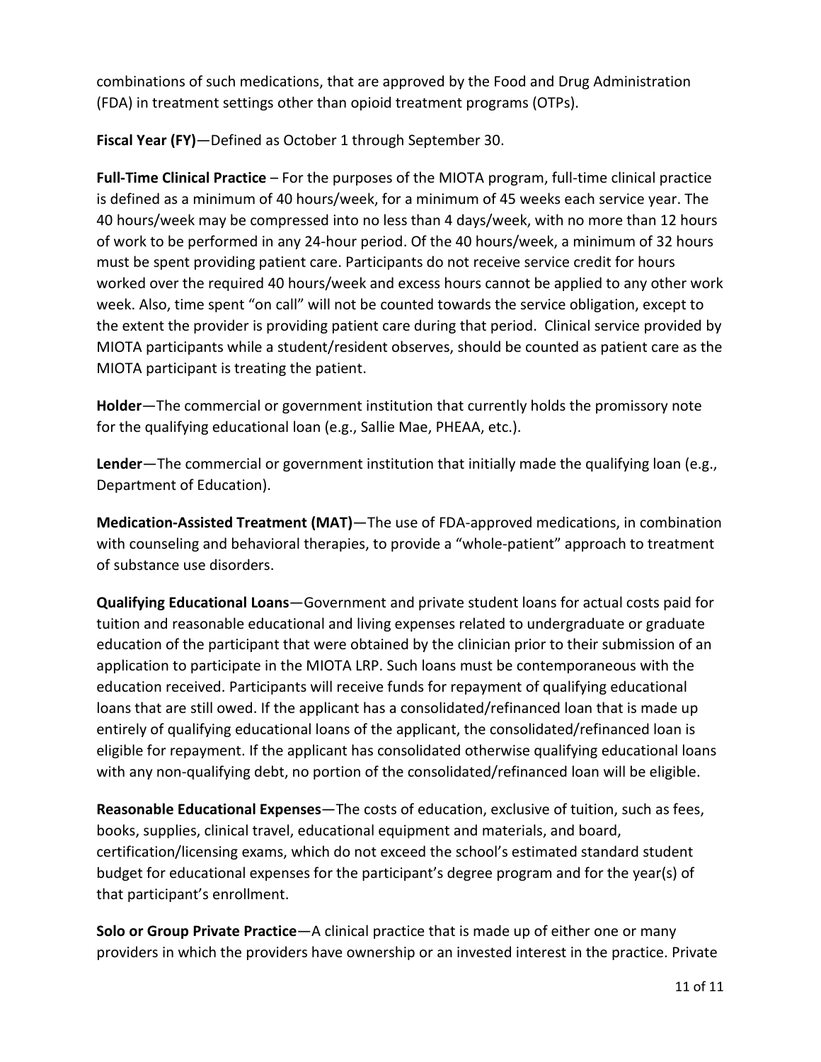combinations of such medications, that are approved by the Food and Drug Administration (FDA) in treatment settings other than opioid treatment programs (OTPs).

**Fiscal Year (FY)**—Defined as October 1 through September 30.

**Full-Time Clinical Practice** – For the purposes of the MIOTA program, full-time clinical practice is defined as a minimum of 40 hours/week, for a minimum of 45 weeks each service year. The 40 hours/week may be compressed into no less than 4 days/week, with no more than 12 hours of work to be performed in any 24-hour period. Of the 40 hours/week, a minimum of 32 hours must be spent providing patient care. Participants do not receive service credit for hours worked over the required 40 hours/week and excess hours cannot be applied to any other work week. Also, time spent "on call" will not be counted towards the service obligation, except to the extent the provider is providing patient care during that period. Clinical service provided by MIOTA participants while a student/resident observes, should be counted as patient care as the MIOTA participant is treating the patient.

**Holder**—The commercial or government institution that currently holds the promissory note for the qualifying educational loan (e.g., Sallie Mae, PHEAA, etc.).

**Lender**—The commercial or government institution that initially made the qualifying loan (e.g., Department of Education).

**Medication-Assisted Treatment (MAT)**—The use of FDA-approved medications, in combination with counseling and behavioral therapies, to provide a "whole-patient" approach to treatment of substance use disorders.

**Qualifying Educational Loans**—Government and private student loans for actual costs paid for tuition and reasonable educational and living expenses related to undergraduate or graduate education of the participant that were obtained by the clinician prior to their submission of an application to participate in the MIOTA LRP. Such loans must be contemporaneous with the education received. Participants will receive funds for repayment of qualifying educational loans that are still owed. If the applicant has a consolidated/refinanced loan that is made up entirely of qualifying educational loans of the applicant, the consolidated/refinanced loan is eligible for repayment. If the applicant has consolidated otherwise qualifying educational loans with any non-qualifying debt, no portion of the consolidated/refinanced loan will be eligible.

**Reasonable Educational Expenses**—The costs of education, exclusive of tuition, such as fees, books, supplies, clinical travel, educational equipment and materials, and board, certification/licensing exams, which do not exceed the school's estimated standard student budget for educational expenses for the participant's degree program and for the year(s) of that participant's enrollment.

**Solo or Group Private Practice**—A clinical practice that is made up of either one or many providers in which the providers have ownership or an invested interest in the practice. Private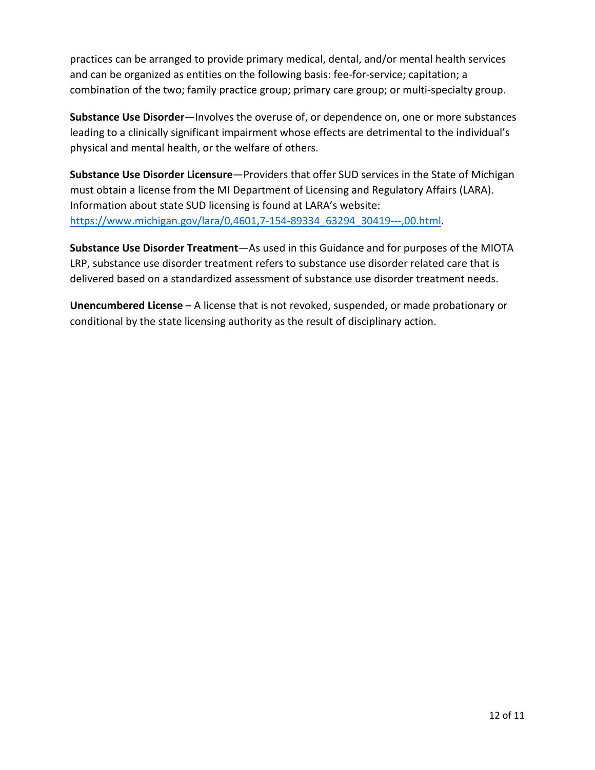practices can be arranged to provide primary medical, dental, and/or mental health services and can be organized as entities on the following basis: fee-for-service; capitation; a combination of the two; family practice group; primary care group; or multi-specialty group.

**Substance Use Disorder**—Involves the overuse of, or dependence on, one or more substances leading to a clinically significant impairment whose effects are detrimental to the individual's physical and mental health, or the welfare of others.

**Substance Use Disorder Licensure**—Providers that offer SUD services in the State of Michigan must obtain a license from the MI Department of Licensing and Regulatory Affairs (LARA). Information about state SUD licensing is found at LARA's website: [https://www.michigan.gov/lara/0,4601,7-154-89334_63294_30419---,00.html](https://www.michigan.gov/lara/0,4601,7-154-89334_63294_30419---,00.html).

**Substance Use Disorder Treatment**—As used in this Guidance and for purposes of the MIOTA LRP, substance use disorder treatment refers to substance use disorder related care that is delivered based on a standardized assessment of substance use disorder treatment needs.

**Unencumbered License** – A license that is not revoked, suspended, or made probationary or conditional by the state licensing authority as the result of disciplinary action.